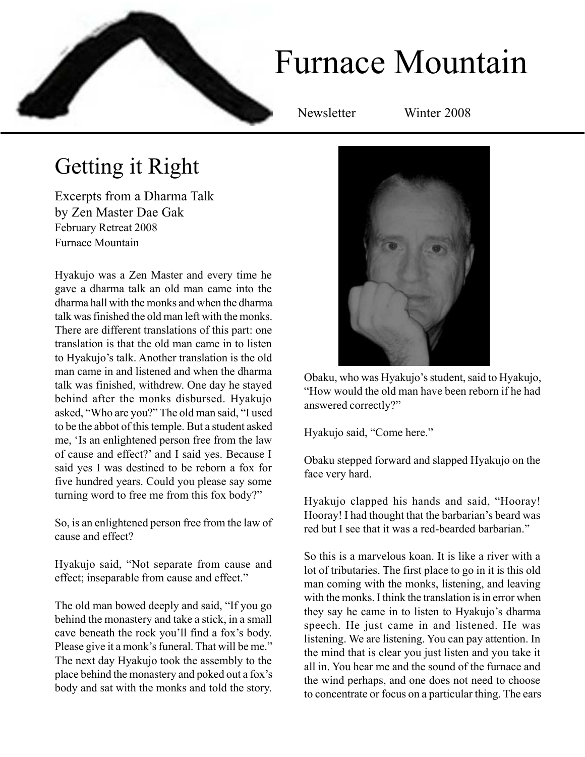# Furnace Mountain

Newsletter Winter 2008

## Getting it Right

Excerpts from a Dharma Talk
by Zen Master Dae Gak
February Retreat 2008
Furnace Mountain

Hyakujo was a Zen Master and every time he gave a dharma talk an old man came into the dharma hall with the monks and when the dharma talk was finished the old man left with the monks. There are different translations of this part: one translation is that the old man came in to listen to Hyakujo's talk. Another translation is the old man came in and listened and when the dharma talk was finished, withdrew. One day he stayed behind after the monks disbursed. Hyakujo asked, "Who are you?" The old man said, "I used to be the abbot of this temple. But a student asked me, 'Is an enlightened person free from the law of cause and effect?' and I said yes. Because I said yes I was destined to be reborn a fox for five hundred years. Could you please say some turning word to free me from this fox body?"

So, is an enlightened person free from the law of cause and effect?

Hyakujo said, "Not separate from cause and effect; inseparable from cause and effect."

The old man bowed deeply and said, "If you go behind the monastery and take a stick, in a small cave beneath the rock you'll find a fox's body. Please give it a monk's funeral. That will be me." The next day Hyakujo took the assembly to the place behind the monastery and poked out a fox's body and sat with the monks and told the story.

Obaku, who was Hyakujo's student, said to Hyakujo, "How would the old man have been reborn if he had answered correctly?"

Hyakujo said, "Come here."

Obaku stepped forward and slapped Hyakujo on the face very hard.

Hyakujo clapped his hands and said, "Hooray! Hooray! I had thought that the barbarian's beard was red but I see that it was a red-bearded barbarian."

So this is a marvelous koan. It is like a river with a lot of tributaries. The first place to go in it is this old man coming with the monks, listening, and leaving with the monks. I think the translation is in error when they say he came in to listen to Hyakujo's dharma speech. He just came in and listened. He was listening. We are listening. You can pay attention. In the mind that is clear you just listen and you take it all in. You hear me and the sound of the furnace and the wind perhaps, and one does not need to choose to concentrate or focus on a particular thing. The ears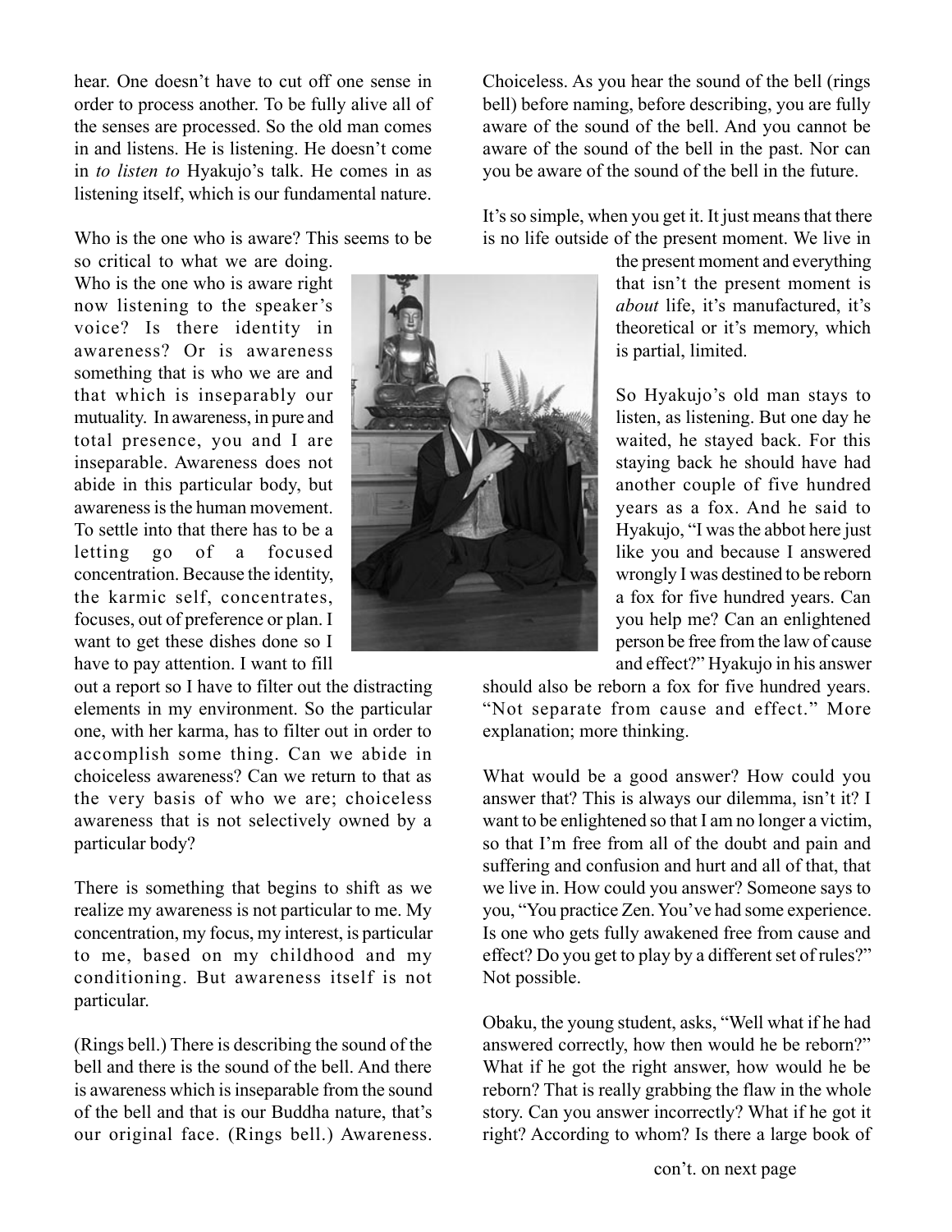hear. One doesn't have to cut off one sense in order to process another. To be fully alive all of the senses are processed. So the old man comes in and listens. He is listening. He doesn't come in *to listen to* Hyakujo's talk. He comes in as listening itself, which is our fundamental nature.

Who is the one who is aware? This seems to be so critical to what we are doing. Who is the one who is aware right now listening to the speaker's voice? Is there identity in awareness? Or is awareness something that is who we are and that which is inseparably our mutuality. In awareness, in pure and total presence, you and I are inseparable. Awareness does not abide in this particular body, but awareness is the human movement. To settle into that there has to be a letting go of a focused concentration. Because the identity, the karmic self, concentrates, focuses, out of preference or plan. I want to get these dishes done so I have to pay attention. I want to fill out a report so I have to filter out the distracting elements in my environment. So the particular one, with her karma, has to filter out in order to accomplish some thing. Can we abide in choiceless awareness? Can we return to that as the very basis of who we are; choiceless awareness that is not selectively owned by a particular body?

There is something that begins to shift as we realize my awareness is not particular to me. My concentration, my focus, my interest, is particular to me, based on my childhood and my conditioning. But awareness itself is not particular.

(Rings bell.) There is describing the sound of the bell and there is the sound of the bell. And there is awareness which is inseparable from the sound of the bell and that is our Buddha nature, that's our original face. (Rings bell.) Awareness. Choiceless. As you hear the sound of the bell (rings bell) before naming, before describing, you are fully aware of the sound of the bell. And you cannot be aware of the sound of the bell in the past. Nor can you be aware of the sound of the bell in the future.

It's so simple, when you get it. It just means that there is no life outside of the present moment. We live in the present moment and everything that isn't the present moment is *about* life, it's manufactured, it's theoretical or it's memory, which is partial, limited.

So Hyakujo's old man stays to listen, as listening. But one day he waited, he stayed back. For this staying back he should have had another couple of five hundred years as a fox. And he said to Hyakujo, "I was the abbot here just like you and because I answered wrongly I was destined to be reborn a fox for five hundred years. Can you help me? Can an enlightened person be free from the law of cause and effect?" Hyakujo in his answer should also be reborn a fox for five hundred years. "Not separate from cause and effect." More explanation; more thinking.

What would be a good answer? How could you answer that? This is always our dilemma, isn't it? I want to be enlightened so that I am no longer a victim, so that I'm free from all of the doubt and pain and suffering and confusion and hurt and all of that, that we live in. How could you answer? Someone says to you, "You practice Zen. You've had some experience. Is one who gets fully awakened free from cause and effect? Do you get to play by a different set of rules?" Not possible.

Obaku, the young student, asks, "Well what if he had answered correctly, how then would he be reborn?" What if he got the right answer, how would he be reborn? That is really grabbing the flaw in the whole story. Can you answer incorrectly? What if he got it right? According to whom? Is there a large book of

con't. on next page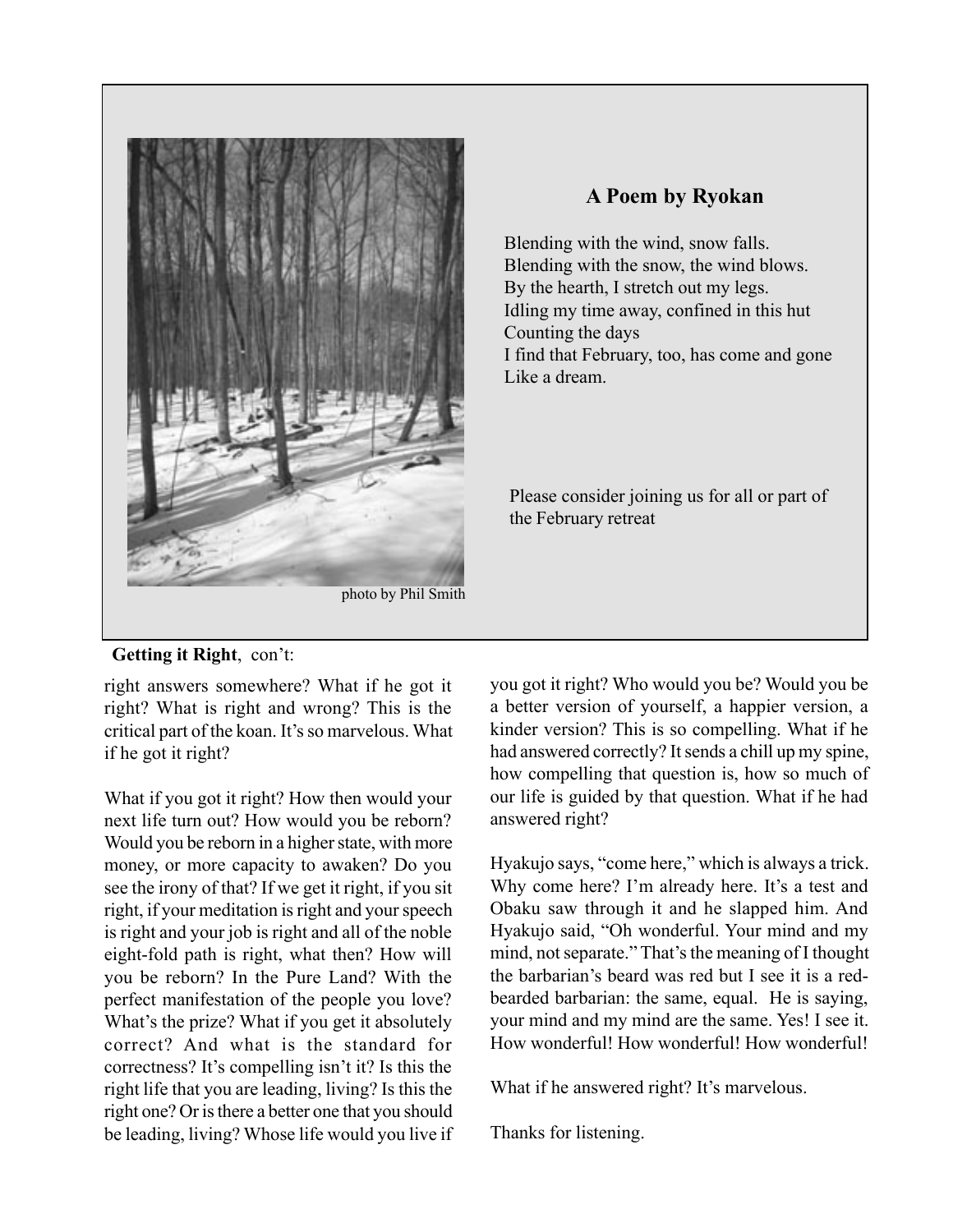## A Poem by Ryokan

Blending with the wind, snow falls.
Blending with the snow, the wind blows.
By the hearth, I stretch out my legs.
Idling my time away, confined in this hut
Counting the days
I find that February, too, has come and gone
Like a dream.

Please consider joining us for all or part of the February retreat

photo by Phil Smith

**Getting it Right**, con't:

right answers somewhere? What if he got it right? What is right and wrong? This is the critical part of the koan. It's so marvelous. What if he got it right?

What if you got it right? How then would your next life turn out? How would you be reborn? Would you be reborn in a higher state, with more money, or more capacity to awaken? Do you see the irony of that? If we get it right, if you sit right, if your meditation is right and your speech is right and your job is right and all of the noble eight-fold path is right, what then? How will you be reborn? In the Pure Land? With the perfect manifestation of the people you love? What's the prize? What if you get it absolutely correct? And what is the standard for correctness? It's compelling isn't it? Is this the right life that you are leading, living? Is this the right one? Or is there a better one that you should be leading, living? Whose life would you live if you got it right? Who would you be? Would you be a better version of yourself, a happier version, a kinder version? This is so compelling. What if he had answered correctly? It sends a chill up my spine, how compelling that question is, how so much of our life is guided by that question. What if he had answered right?

Hyakujo says, "come here," which is always a trick. Why come here? I'm already here. It's a test and Obaku saw through it and he slapped him. And Hyakujo said, "Oh wonderful. Your mind and my mind, not separate." That's the meaning of I thought the barbarian's beard was red but I see it is a red-bearded barbarian: the same, equal. He is saying, your mind and my mind are the same. Yes! I see it. How wonderful! How wonderful! How wonderful!

What if he answered right? It's marvelous.

Thanks for listening.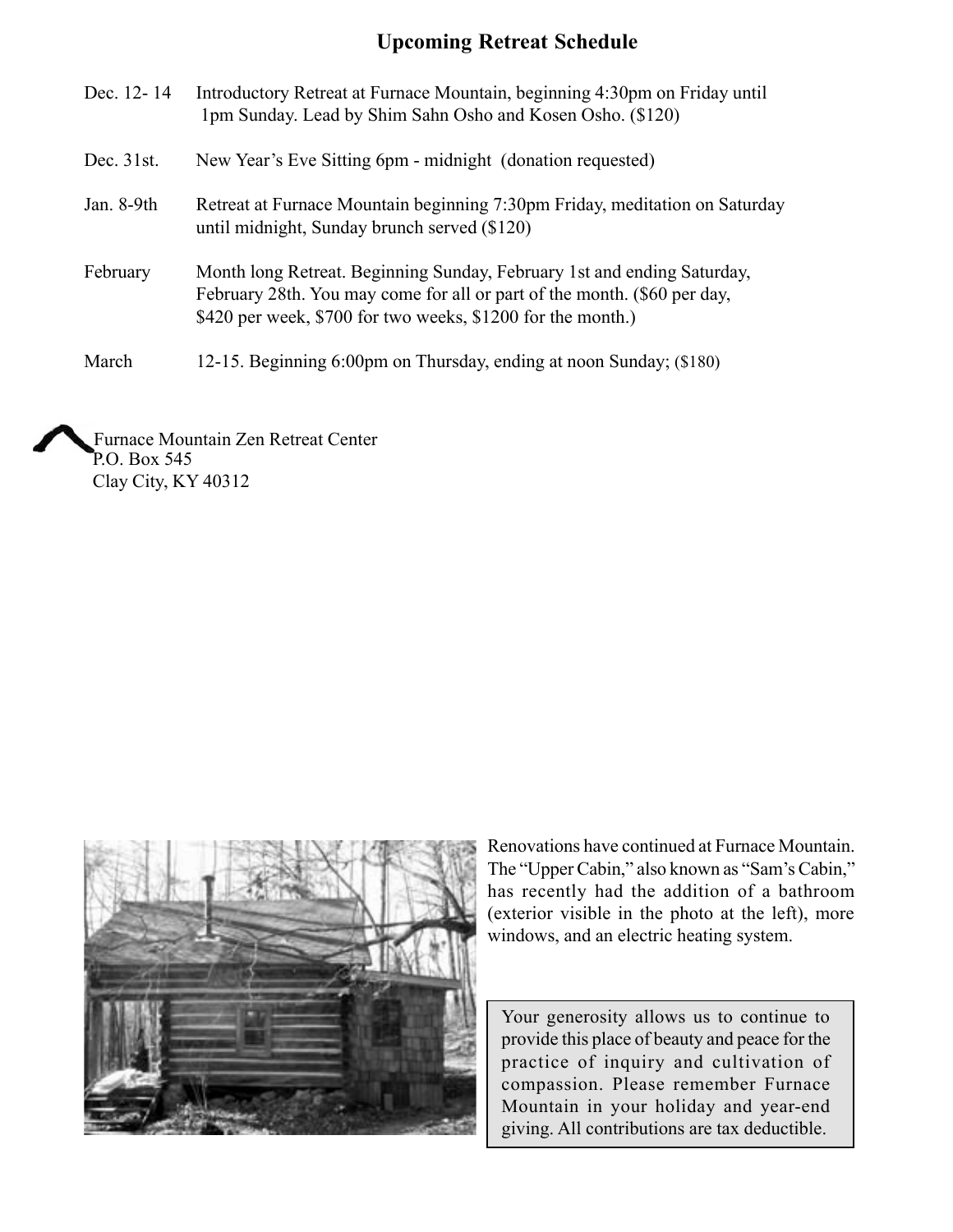## Upcoming Retreat Schedule

| | |
|---|---|
| Dec. 12- 14 | Introductory Retreat at Furnace Mountain, beginning 4:30pm on Friday until 1pm Sunday. Lead by Shim Sahn Osho and Kosen Osho. ($120) |
| Dec. 31st. | New Year's Eve Sitting 6pm - midnight (donation requested) |
| Jan. 8-9th | Retreat at Furnace Mountain beginning 7:30pm Friday, meditation on Saturday until midnight, Sunday brunch served ($120) |
| February | Month long Retreat. Beginning Sunday, February 1st and ending Saturday, February 28th. You may come for all or part of the month. ($60 per day, $420 per week, $700 for two weeks, $1200 for the month.) |
| March | 12-15. Beginning 6:00pm on Thursday, ending at noon Sunday; ($180) |

Furnace Mountain Zen Retreat Center
P.O. Box 545
Clay City, KY 40312

Renovations have continued at Furnace Mountain. The "Upper Cabin," also known as "Sam's Cabin," has recently had the addition of a bathroom (exterior visible in the photo at the left), more windows, and an electric heating system.

Your generosity allows us to continue to provide this place of beauty and peace for the practice of inquiry and cultivation of compassion. Please remember Furnace Mountain in your holiday and year-end giving. All contributions are tax deductible.